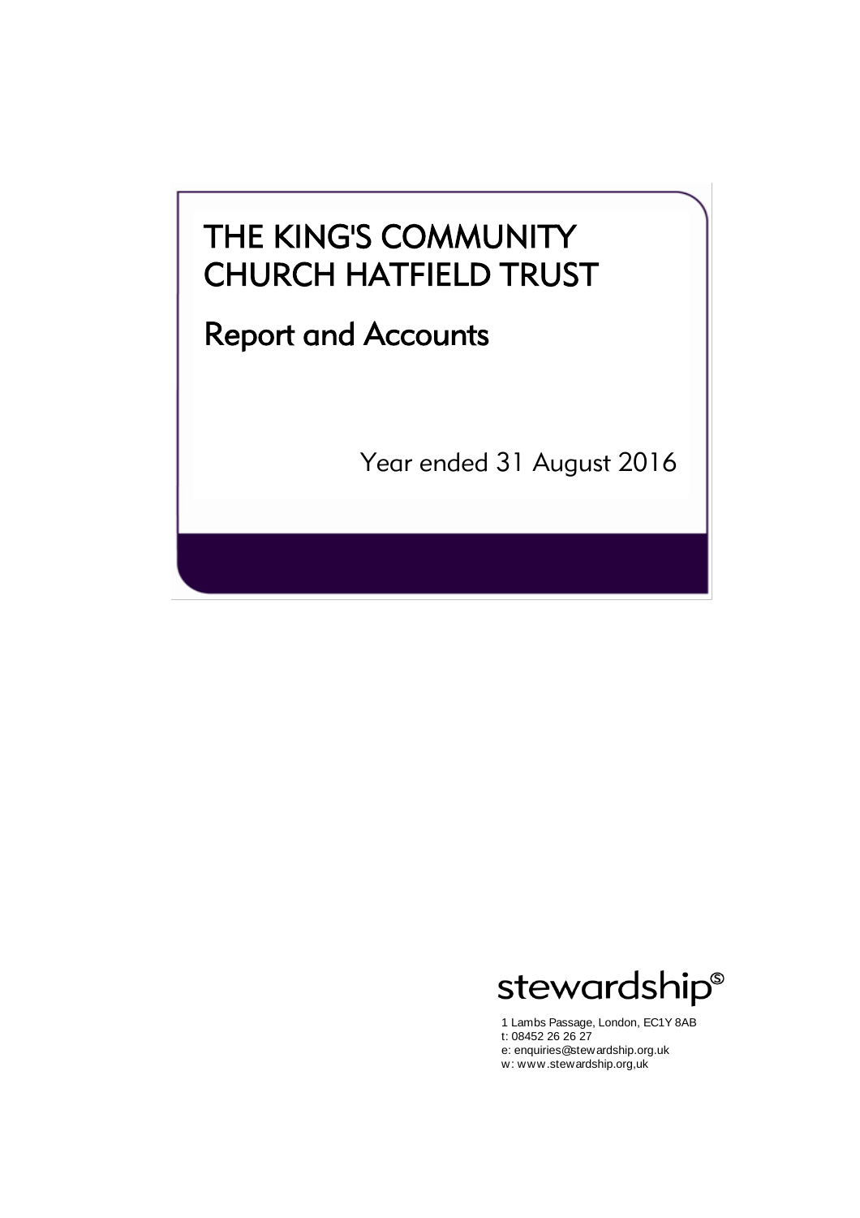# THE KING'S COMMUNITY CHURCH HATFIELD TRUST

## Report and Accounts

Year ended 31 August 2016

stewardship®

1 Lambs Passage, London, EC1Y 8AB
t: 08452 26 26 27
e: enquiries@stewardship.org.uk
w: www.stewardship.org,uk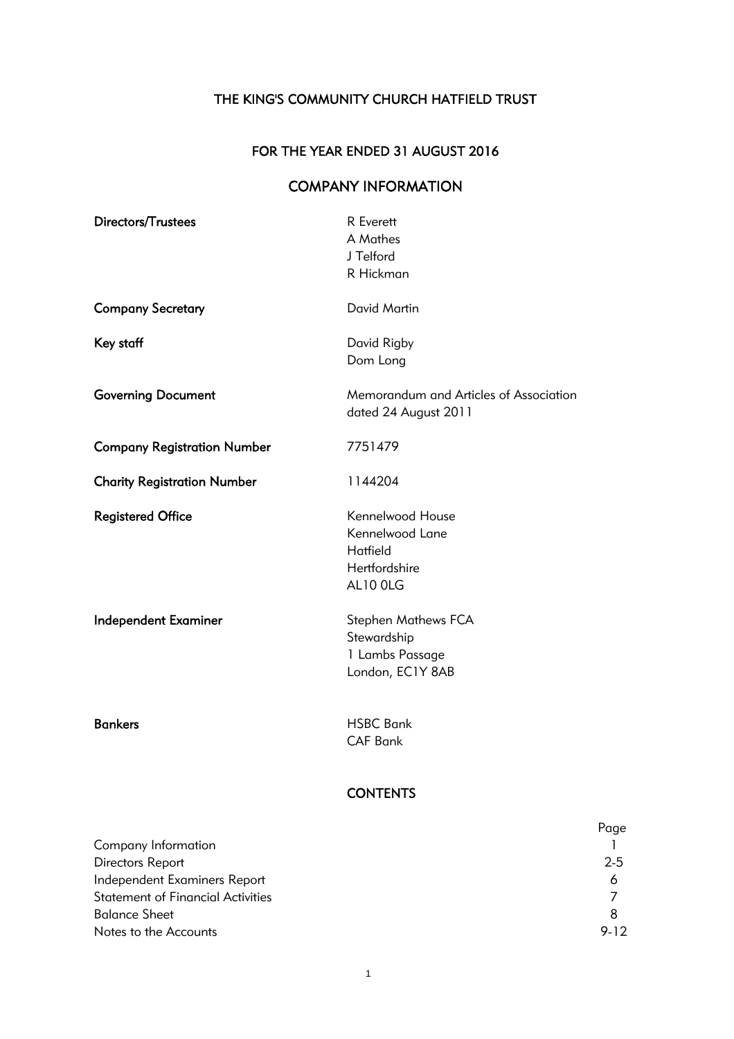# THE KING'S COMMUNITY CHURCH HATFIELD TRUST

## FOR THE YEAR ENDED 31 AUGUST 2016

## COMPANY INFORMATION

| | |
|---|---|
| **Directors/Trustees** | R Everett<br>A Mathes<br>J Telford<br>R Hickman |
| **Company Secretary** | David Martin |
| **Key staff** | David Rigby<br>Dom Long |
| **Governing Document** | Memorandum and Articles of Association dated 24 August 2011 |
| **Company Registration Number** | 7751479 |
| **Charity Registration Number** | 1144204 |
| **Registered Office** | Kennelwood House<br>Kennelwood Lane<br>Hatfield<br>Hertfordshire<br>AL10 0LG |
| **Independent Examiner** | Stephen Mathews FCA<br>Stewardship<br>1 Lambs Passage<br>London, EC1Y 8AB |
| **Bankers** | HSBC Bank<br>CAF Bank |

## CONTENTS

| | Page |
|---|---|
| Company Information | 1 |
| Directors Report | 2-5 |
| Independent Examiners Report | 6 |
| Statement of Financial Activities | 7 |
| Balance Sheet | 8 |
| Notes to the Accounts | 9-12 |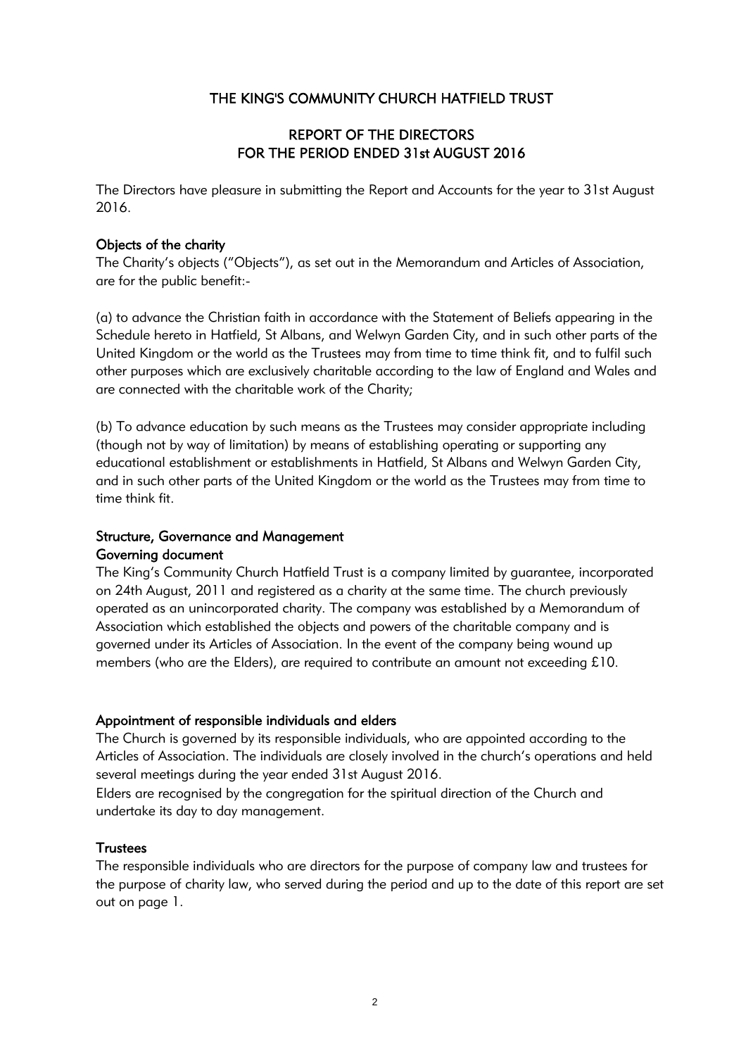# THE KING'S COMMUNITY CHURCH HATFIELD TRUST

## REPORT OF THE DIRECTORS
## FOR THE PERIOD ENDED 31st AUGUST 2016

The Directors have pleasure in submitting the Report and Accounts for the year to 31st August 2016.

### Objects of the charity

The Charity's objects ("Objects"), as set out in the Memorandum and Articles of Association, are for the public benefit:-

(a) to advance the Christian faith in accordance with the Statement of Beliefs appearing in the Schedule hereto in Hatfield, St Albans, and Welwyn Garden City, and in such other parts of the United Kingdom or the world as the Trustees may from time to time think fit, and to fulfil such other purposes which are exclusively charitable according to the law of England and Wales and are connected with the charitable work of the Charity;

(b) To advance education by such means as the Trustees may consider appropriate including (though not by way of limitation) by means of establishing operating or supporting any educational establishment or establishments in Hatfield, St Albans and Welwyn Garden City, and in such other parts of the United Kingdom or the world as the Trustees may from time to time think fit.

### Structure, Governance and Management

#### Governing document

The King's Community Church Hatfield Trust is a company limited by guarantee, incorporated on 24th August, 2011 and registered as a charity at the same time. The church previously operated as an unincorporated charity. The company was established by a Memorandum of Association which established the objects and powers of the charitable company and is governed under its Articles of Association. In the event of the company being wound up members (who are the Elders), are required to contribute an amount not exceeding £10.

### Appointment of responsible individuals and elders

The Church is governed by its responsible individuals, who are appointed according to the Articles of Association. The individuals are closely involved in the church's operations and held several meetings during the year ended 31st August 2016.

Elders are recognised by the congregation for the spiritual direction of the Church and undertake its day to day management.

### Trustees

The responsible individuals who are directors for the purpose of company law and trustees for the purpose of charity law, who served during the period and up to the date of this report are set out on page 1.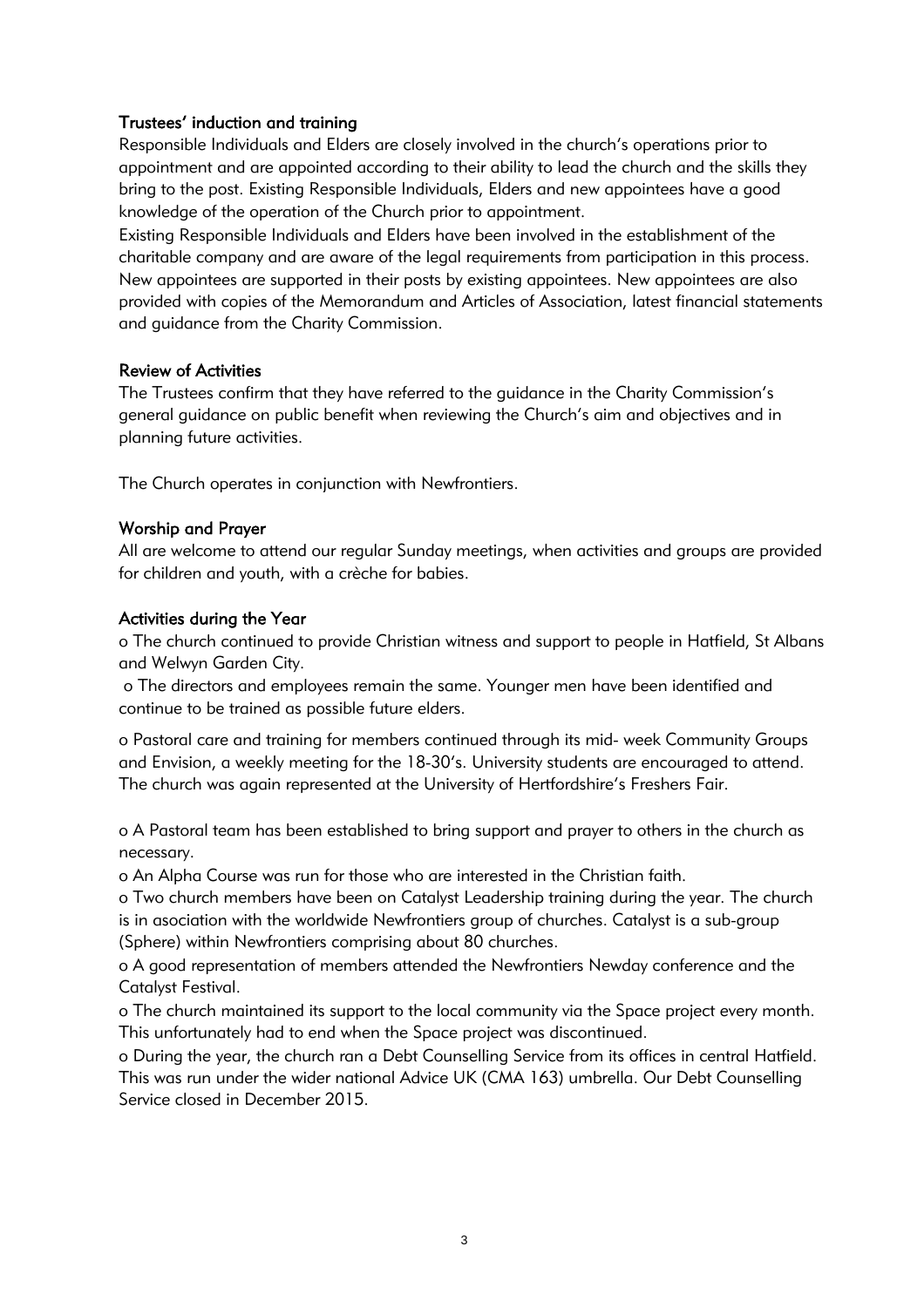### Trustees' induction and training

Responsible Individuals and Elders are closely involved in the church's operations prior to appointment and are appointed according to their ability to lead the church and the skills they bring to the post. Existing Responsible Individuals, Elders and new appointees have a good knowledge of the operation of the Church prior to appointment.

Existing Responsible Individuals and Elders have been involved in the establishment of the charitable company and are aware of the legal requirements from participation in this process. New appointees are supported in their posts by existing appointees. New appointees are also provided with copies of the Memorandum and Articles of Association, latest financial statements and guidance from the Charity Commission.

### Review of Activities

The Trustees confirm that they have referred to the guidance in the Charity Commission's general guidance on public benefit when reviewing the Church's aim and objectives and in planning future activities.

The Church operates in conjunction with Newfrontiers.

### Worship and Prayer

All are welcome to attend our regular Sunday meetings, when activities and groups are provided for children and youth, with a crèche for babies.

### Activities during the Year

- The church continued to provide Christian witness and support to people in Hatfield, St Albans and Welwyn Garden City.
- The directors and employees remain the same. Younger men have been identified and continue to be trained as possible future elders.
- Pastoral care and training for members continued through its mid- week Community Groups and Envision, a weekly meeting for the 18-30's. University students are encouraged to attend. The church was again represented at the University of Hertfordshire's Freshers Fair.
- A Pastoral team has been established to bring support and prayer to others in the church as necessary.
- An Alpha Course was run for those who are interested in the Christian faith.
- Two church members have been on Catalyst Leadership training during the year. The church is in asociation with the worldwide Newfrontiers group of churches. Catalyst is a sub-group (Sphere) within Newfrontiers comprising about 80 churches.
- A good representation of members attended the Newfrontiers Newday conference and the Catalyst Festival.
- The church maintained its support to the local community via the Space project every month. This unfortunately had to end when the Space project was discontinued.
- During the year, the church ran a Debt Counselling Service from its offices in central Hatfield. This was run under the wider national Advice UK (CMA 163) umbrella. Our Debt Counselling Service closed in December 2015.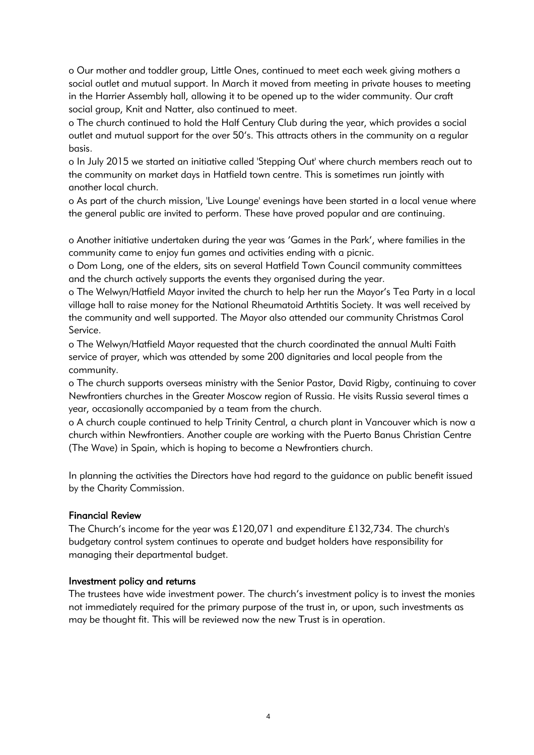- Our mother and toddler group, Little Ones, continued to meet each week giving mothers a social outlet and mutual support. In March it moved from meeting in private houses to meeting in the Harrier Assembly hall, allowing it to be opened up to the wider community. Our craft social group, Knit and Natter, also continued to meet.
- The church continued to hold the Half Century Club during the year, which provides a social outlet and mutual support for the over 50's. This attracts others in the community on a regular basis.
- In July 2015 we started an initiative called 'Stepping Out' where church members reach out to the community on market days in Hatfield town centre. This is sometimes run jointly with another local church.
- As part of the church mission, 'Live Lounge' evenings have been started in a local venue where the general public are invited to perform. These have proved popular and are continuing.

- Another initiative undertaken during the year was 'Games in the Park', where families in the community came to enjoy fun games and activities ending with a picnic.
- Dom Long, one of the elders, sits on several Hatfield Town Council community committees and the church actively supports the events they organised during the year.
- The Welwyn/Hatfield Mayor invited the church to help her run the Mayor's Tea Party in a local village hall to raise money for the National Rheumatoid Arthtitis Society. It was well received by the community and well supported. The Mayor also attended our community Christmas Carol Service.
- The Welwyn/Hatfield Mayor requested that the church coordinated the annual Multi Faith service of prayer, which was attended by some 200 dignitaries and local people from the community.
- The church supports overseas ministry with the Senior Pastor, David Rigby, continuing to cover Newfrontiers churches in the Greater Moscow region of Russia. He visits Russia several times a year, occasionally accompanied by a team from the church.
- A church couple continued to help Trinity Central, a church plant in Vancouver which is now a church within Newfrontiers. Another couple are working with the Puerto Banus Christian Centre (The Wave) in Spain, which is hoping to become a Newfrontiers church.

In planning the activities the Directors have had regard to the guidance on public benefit issued by the Charity Commission.

## Financial Review

The Church's income for the year was £120,071 and expenditure £132,734. The church's budgetary control system continues to operate and budget holders have responsibility for managing their departmental budget.

## Investment policy and returns

The trustees have wide investment power. The church's investment policy is to invest the monies not immediately required for the primary purpose of the trust in, or upon, such investments as may be thought fit. This will be reviewed now the new Trust is in operation.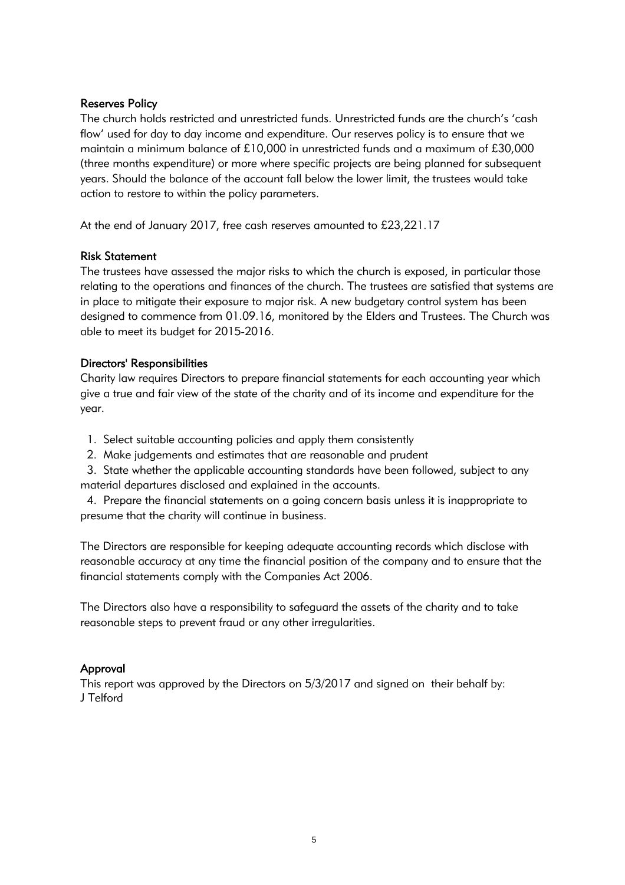### Reserves Policy

The church holds restricted and unrestricted funds. Unrestricted funds are the church's 'cash flow' used for day to day income and expenditure. Our reserves policy is to ensure that we maintain a minimum balance of £10,000 in unrestricted funds and a maximum of £30,000 (three months expenditure) or more where specific projects are being planned for subsequent years. Should the balance of the account fall below the lower limit, the trustees would take action to restore to within the policy parameters.

At the end of January 2017, free cash reserves amounted to £23,221.17

### Risk Statement

The trustees have assessed the major risks to which the church is exposed, in particular those relating to the operations and finances of the church. The trustees are satisfied that systems are in place to mitigate their exposure to major risk. A new budgetary control system has been designed to commence from 01.09.16, monitored by the Elders and Trustees. The Church was able to meet its budget for 2015-2016.

### Directors' Responsibilities

Charity law requires Directors to prepare financial statements for each accounting year which give a true and fair view of the state of the charity and of its income and expenditure for the year.

1. Select suitable accounting policies and apply them consistently
2. Make judgements and estimates that are reasonable and prudent
3. State whether the applicable accounting standards have been followed, subject to any material departures disclosed and explained in the accounts.
4. Prepare the financial statements on a going concern basis unless it is inappropriate to presume that the charity will continue in business.

The Directors are responsible for keeping adequate accounting records which disclose with reasonable accuracy at any time the financial position of the company and to ensure that the financial statements comply with the Companies Act 2006.

The Directors also have a responsibility to safeguard the assets of the charity and to take reasonable steps to prevent fraud or any other irregularities.

### Approval

This report was approved by the Directors on 5/3/2017 and signed on their behalf by:
J Telford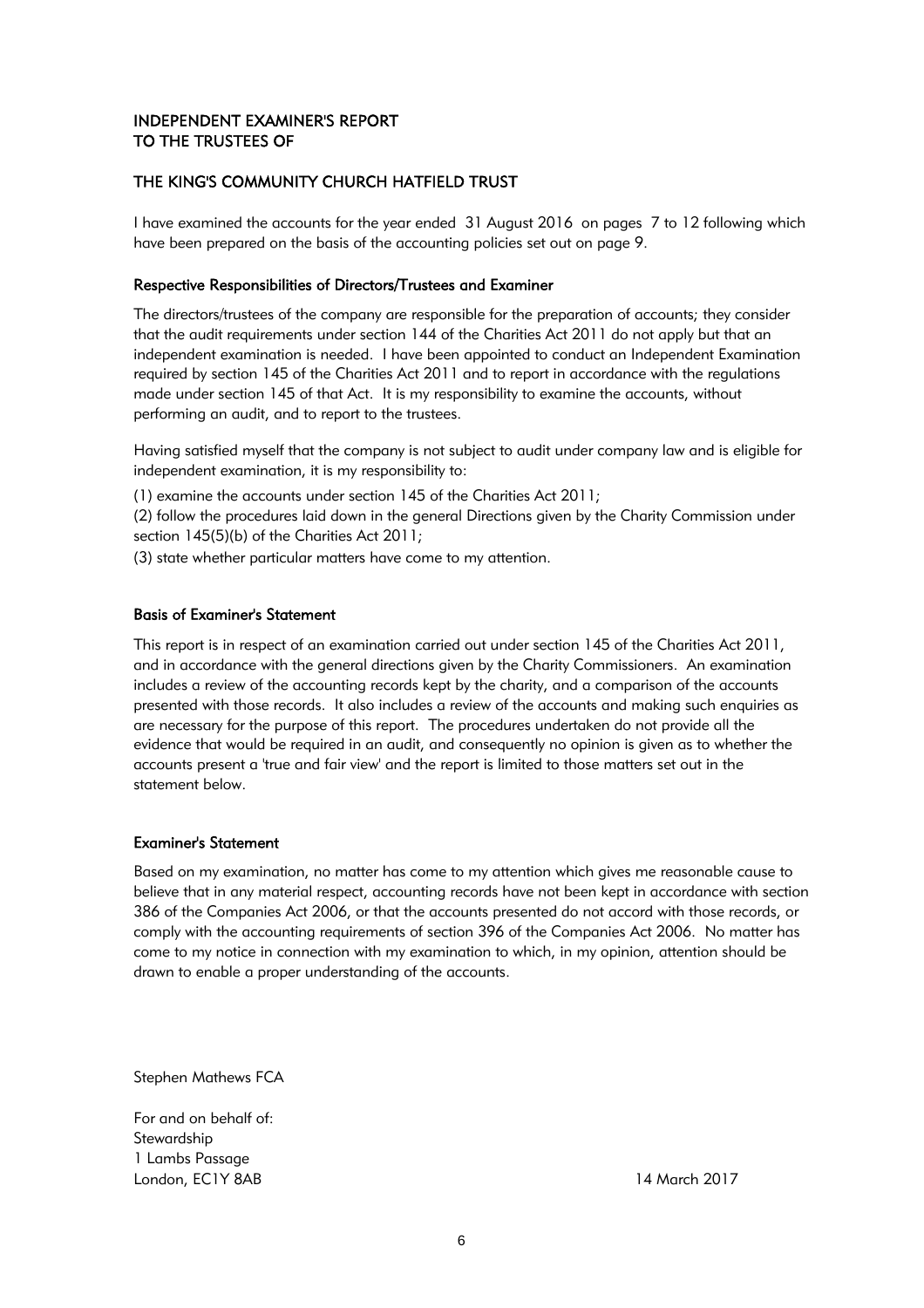## INDEPENDENT EXAMINER'S REPORT TO THE TRUSTEES OF

## THE KING'S COMMUNITY CHURCH HATFIELD TRUST

I have examined the accounts for the year ended 31 August 2016 on pages 7 to 12 following which have been prepared on the basis of the accounting policies set out on page 9.

### Respective Responsibilities of Directors/Trustees and Examiner

The directors/trustees of the company are responsible for the preparation of accounts; they consider that the audit requirements under section 144 of the Charities Act 2011 do not apply but that an independent examination is needed. I have been appointed to conduct an Independent Examination required by section 145 of the Charities Act 2011 and to report in accordance with the regulations made under section 145 of that Act. It is my responsibility to examine the accounts, without performing an audit, and to report to the trustees.

Having satisfied myself that the company is not subject to audit under company law and is eligible for independent examination, it is my responsibility to:

(1) examine the accounts under section 145 of the Charities Act 2011;

(2) follow the procedures laid down in the general Directions given by the Charity Commission under section 145(5)(b) of the Charities Act 2011;

(3) state whether particular matters have come to my attention.

### Basis of Examiner's Statement

This report is in respect of an examination carried out under section 145 of the Charities Act 2011, and in accordance with the general directions given by the Charity Commissioners. An examination includes a review of the accounting records kept by the charity, and a comparison of the accounts presented with those records. It also includes a review of the accounts and making such enquiries as are necessary for the purpose of this report. The procedures undertaken do not provide all the evidence that would be required in an audit, and consequently no opinion is given as to whether the accounts present a 'true and fair view' and the report is limited to those matters set out in the statement below.

### Examiner's Statement

Based on my examination, no matter has come to my attention which gives me reasonable cause to believe that in any material respect, accounting records have not been kept in accordance with section 386 of the Companies Act 2006, or that the accounts presented do not accord with those records, or comply with the accounting requirements of section 396 of the Companies Act 2006. No matter has come to my notice in connection with my examination to which, in my opinion, attention should be drawn to enable a proper understanding of the accounts.

Stephen Mathews FCA

For and on behalf of:
Stewardship
1 Lambs Passage
London, EC1Y 8AB

14 March 2017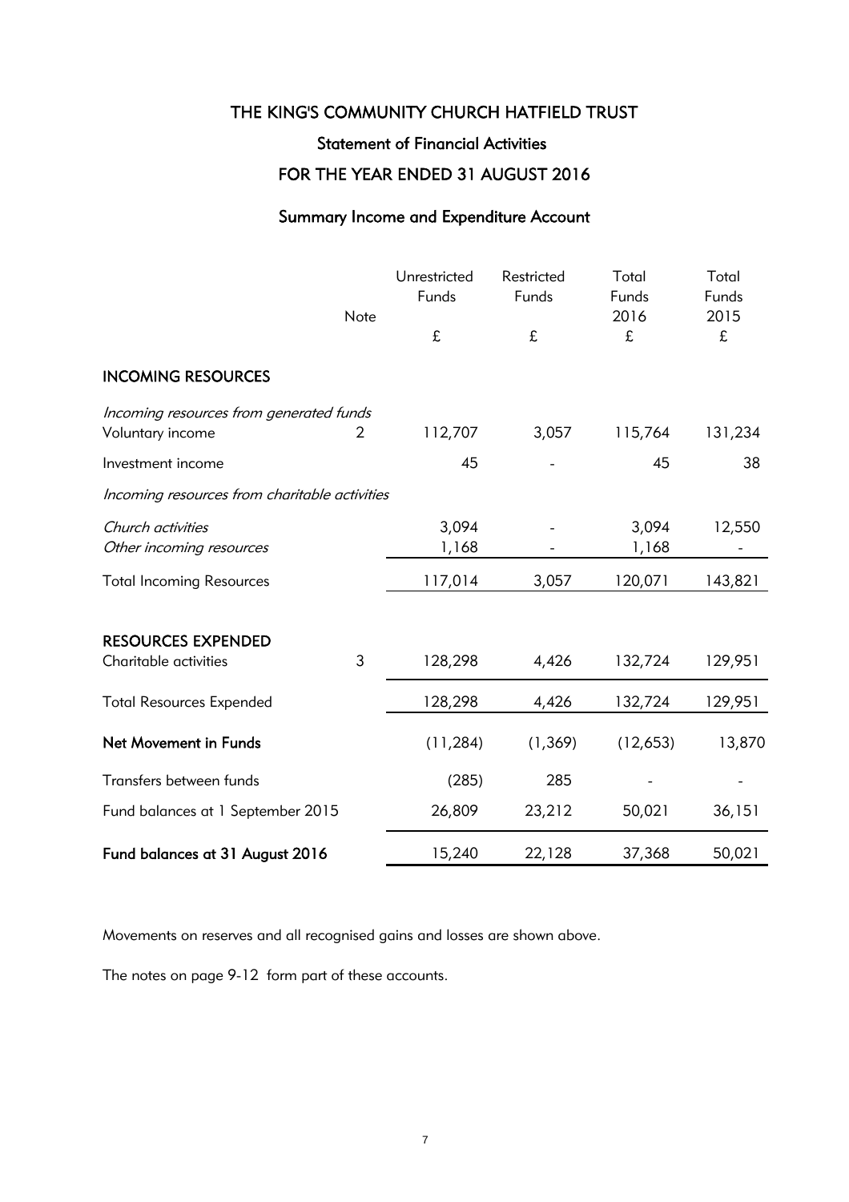# THE KING'S COMMUNITY CHURCH HATFIELD TRUST

## Statement of Financial Activities

## FOR THE YEAR ENDED 31 AUGUST 2016

### Summary Income and Expenditure Account

| | Note | Unrestricted Funds £ | Restricted Funds £ | Total Funds 2016 £ | Total Funds 2015 £ |
|---|---|---|---|---|---|
| **INCOMING RESOURCES** | | | | | |
| *Incoming resources from generated funds* | | | | | |
| Voluntary income | 2 | 112,707 | 3,057 | 115,764 | 131,234 |
| Investment income | | 45 | - | 45 | 38 |
| *Incoming resources from charitable activities* | | | | | |
| *Church activities* | | 3,094 | - | 3,094 | 12,550 |
| *Other incoming resources* | | 1,168 | - | 1,168 | - |
| Total Incoming Resources | | 117,014 | 3,057 | 120,071 | 143,821 |
| **RESOURCES EXPENDED** | | | | | |
| Charitable activities | 3 | 128,298 | 4,426 | 132,724 | 129,951 |
| Total Resources Expended | | 128,298 | 4,426 | 132,724 | 129,951 |
| **Net Movement in Funds** | | (11,284) | (1,369) | (12,653) | 13,870 |
| Transfers between funds | | (285) | 285 | - | - |
| Fund balances at 1 September 2015 | | 26,809 | 23,212 | 50,021 | 36,151 |
| **Fund balances at 31 August 2016** | | 15,240 | 22,128 | 37,368 | 50,021 |

Movements on reserves and all recognised gains and losses are shown above.

The notes on page 9-12 form part of these accounts.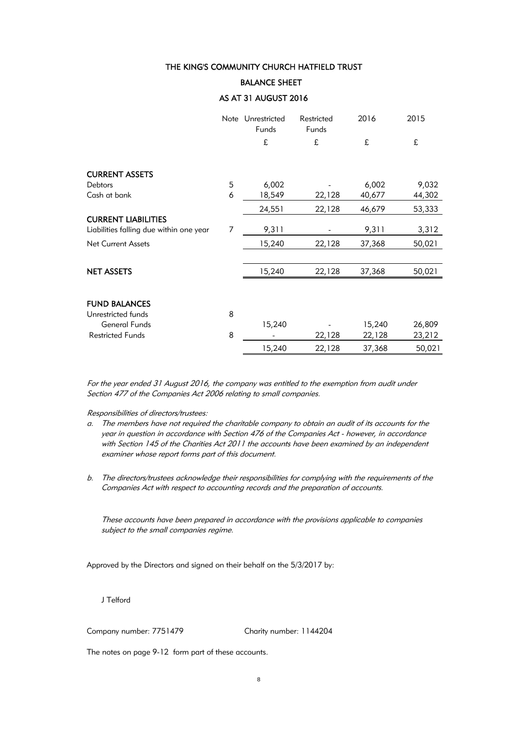# THE KING'S COMMUNITY CHURCH HATFIELD TRUST

## BALANCE SHEET

## AS AT 31 AUGUST 2016

| | Note | Unrestricted Funds | Restricted Funds | 2016 | 2015 |
|---|---|---|---|---|---|
| | | £ | £ | £ | £ |
| **CURRENT ASSETS** | | | | | |
| Debtors | 5 | 6,002 | - | 6,002 | 9,032 |
| Cash at bank | 6 | 18,549 | 22,128 | 40,677 | 44,302 |
| | | 24,551 | 22,128 | 46,679 | 53,333 |
| **CURRENT LIABILITIES** | | | | | |
| Liabilities falling due within one year | 7 | 9,311 | - | 9,311 | 3,312 |
| Net Current Assets | | 15,240 | 22,128 | 37,368 | 50,021 |
| **NET ASSETS** | | 15,240 | 22,128 | 37,368 | 50,021 |
| **FUND BALANCES** | | | | | |
| Unrestricted funds | 8 | | | | |
| General Funds | | 15,240 | - | 15,240 | 26,809 |
| Restricted Funds | 8 | - | 22,128 | 22,128 | 23,212 |
| | | 15,240 | 22,128 | 37,368 | 50,021 |

*For the year ended 31 August 2016, the company was entitled to the exemption from audit under Section 477 of the Companies Act 2006 relating to small companies.*

*Responsibilities of directors/trustees:*

*a. The members have not required the charitable company to obtain an audit of its accounts for the year in question in accordance with Section 476 of the Companies Act - however, in accordance with Section 145 of the Charities Act 2011 the accounts have been examined by an independent examiner whose report forms part of this document.*

*b. The directors/trustees acknowledge their responsibilities for complying with the requirements of the Companies Act with respect to accounting records and the preparation of accounts.*

*These accounts have been prepared in accordance with the provisions applicable to companies subject to the small companies regime.*

Approved by the Directors and signed on their behalf on the 5/3/2017 by:

J Telford

Company number: 7751479 Charity number: 1144204

The notes on page 9-12 form part of these accounts.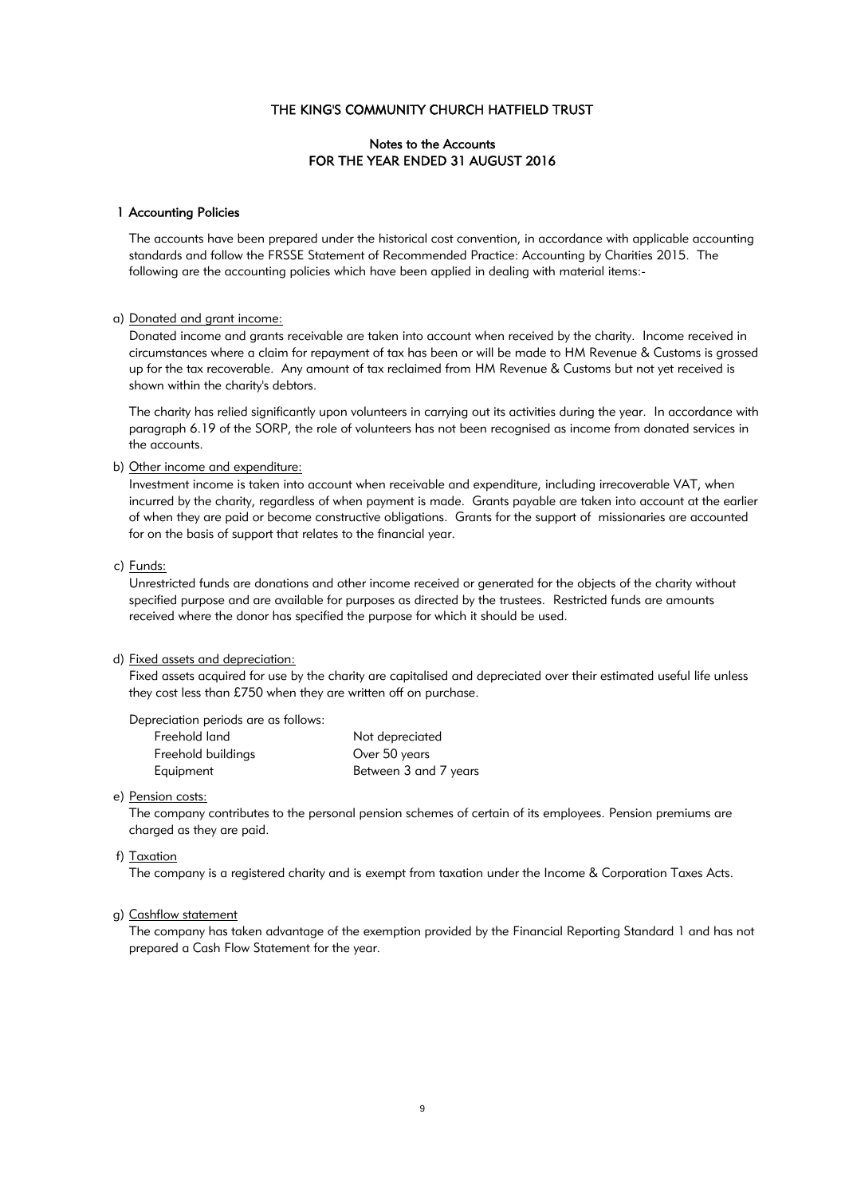# THE KING'S COMMUNITY CHURCH HATFIELD TRUST

## Notes to the Accounts
## FOR THE YEAR ENDED 31 AUGUST 2016

### 1 Accounting Policies

The accounts have been prepared under the historical cost convention, in accordance with applicable accounting standards and follow the FRSSE Statement of Recommended Practice: Accounting by Charities 2015. The following are the accounting policies which have been applied in dealing with material items:-

a) Donated and grant income:

Donated income and grants receivable are taken into account when received by the charity. Income received in circumstances where a claim for repayment of tax has been or will be made to HM Revenue & Customs is grossed up for the tax recoverable. Any amount of tax reclaimed from HM Revenue & Customs but not yet received is shown within the charity's debtors.

The charity has relied significantly upon volunteers in carrying out its activities during the year. In accordance with paragraph 6.19 of the SORP, the role of volunteers has not been recognised as income from donated services in the accounts.

b) Other income and expenditure:

Investment income is taken into account when receivable and expenditure, including irrecoverable VAT, when incurred by the charity, regardless of when payment is made. Grants payable are taken into account at the earlier of when they are paid or become constructive obligations. Grants for the support of missionaries are accounted for on the basis of support that relates to the financial year.

c) Funds:

Unrestricted funds are donations and other income received or generated for the objects of the charity without specified purpose and are available for purposes as directed by the trustees. Restricted funds are amounts received where the donor has specified the purpose for which it should be used.

d) Fixed assets and depreciation:

Fixed assets acquired for use by the charity are capitalised and depreciated over their estimated useful life unless they cost less than £750 when they are written off on purchase.

Depreciation periods are as follows:

| | |
|---|---|
| Freehold land | Not depreciated |
| Freehold buildings | Over 50 years |
| Equipment | Between 3 and 7 years |

e) Pension costs:

The company contributes to the personal pension schemes of certain of its employees. Pension premiums are charged as they are paid.

f) Taxation

The company is a registered charity and is exempt from taxation under the Income & Corporation Taxes Acts.

g) Cashflow statement

The company has taken advantage of the exemption provided by the Financial Reporting Standard 1 and has not prepared a Cash Flow Statement for the year.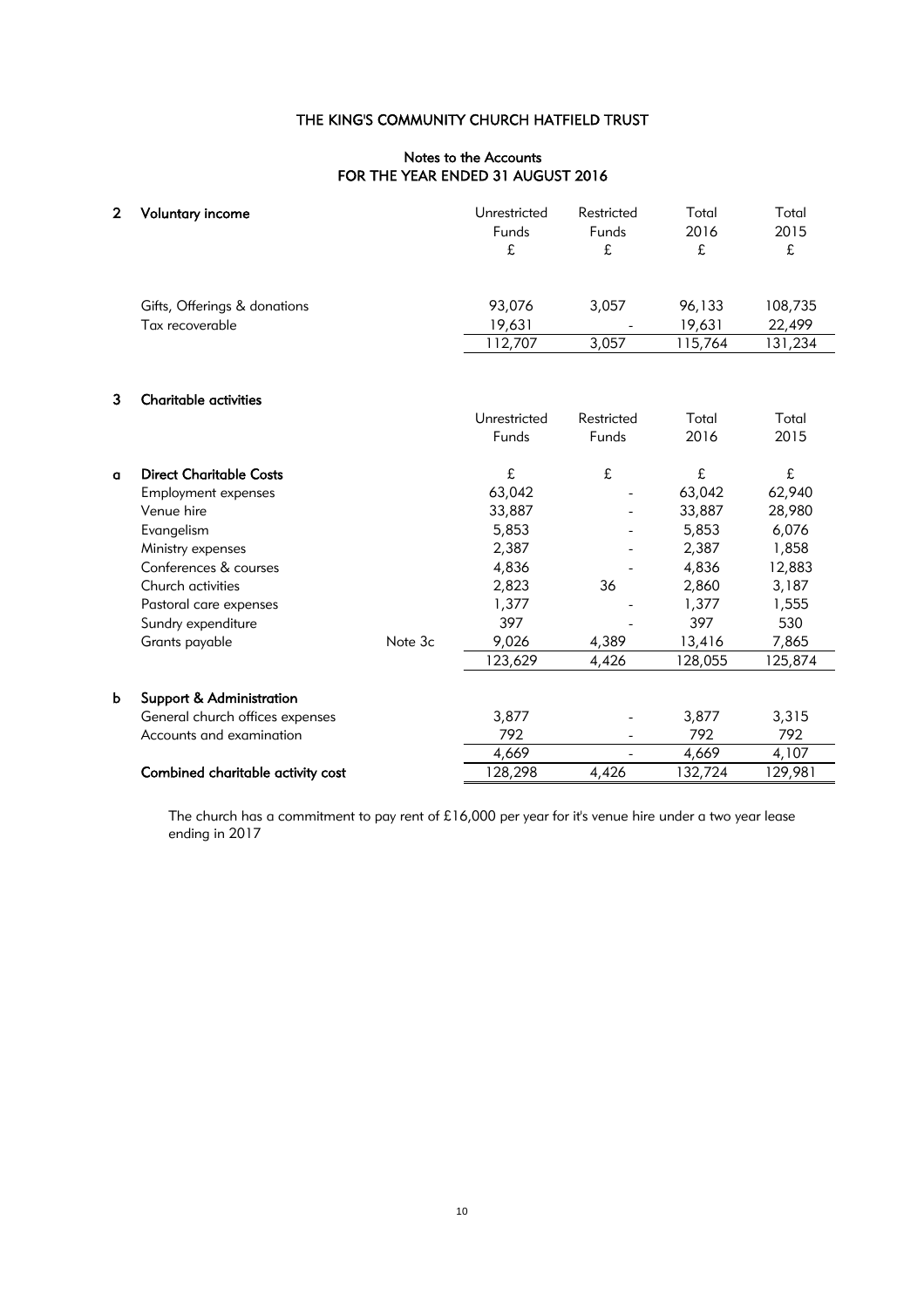# THE KING'S COMMUNITY CHURCH HATFIELD TRUST

## Notes to the Accounts
## FOR THE YEAR ENDED 31 AUGUST 2016

### 2 Voluntary income

| | Unrestricted Funds £ | Restricted Funds £ | Total 2016 £ | Total 2015 £ |
|---|---|---|---|---|
| Gifts, Offerings & donations | 93,076 | 3,057 | 96,133 | 108,735 |
| Tax recoverable | 19,631 | - | 19,631 | 22,499 |
| | 112,707 | 3,057 | 115,764 | 131,234 |

### 3 Charitable activities

| | | Unrestricted Funds | Restricted Funds | Total 2016 | Total 2015 |
|---|---|---|---|---|---|
| **a Direct Charitable Costs** | | £ | £ | £ | £ |
| Employment expenses | | 63,042 | - | 63,042 | 62,940 |
| Venue hire | | 33,887 | - | 33,887 | 28,980 |
| Evangelism | | 5,853 | - | 5,853 | 6,076 |
| Ministry expenses | | 2,387 | - | 2,387 | 1,858 |
| Conferences & courses | | 4,836 | - | 4,836 | 12,883 |
| Church activities | | 2,823 | 36 | 2,860 | 3,187 |
| Pastoral care expenses | | 1,377 | - | 1,377 | 1,555 |
| Sundry expenditure | | 397 | - | 397 | 530 |
| Grants payable | Note 3c | 9,026 | 4,389 | 13,416 | 7,865 |
| | | 123,629 | 4,426 | 128,055 | 125,874 |
| **b Support & Administration** | | | | | |
| General church offices expenses | | 3,877 | - | 3,877 | 3,315 |
| Accounts and examination | | 792 | - | 792 | 792 |
| | | 4,669 | - | 4,669 | 4,107 |
| **Combined charitable activity cost** | | 128,298 | 4,426 | 132,724 | 129,981 |

The church has a commitment to pay rent of £16,000 per year for it's venue hire under a two year lease ending in 2017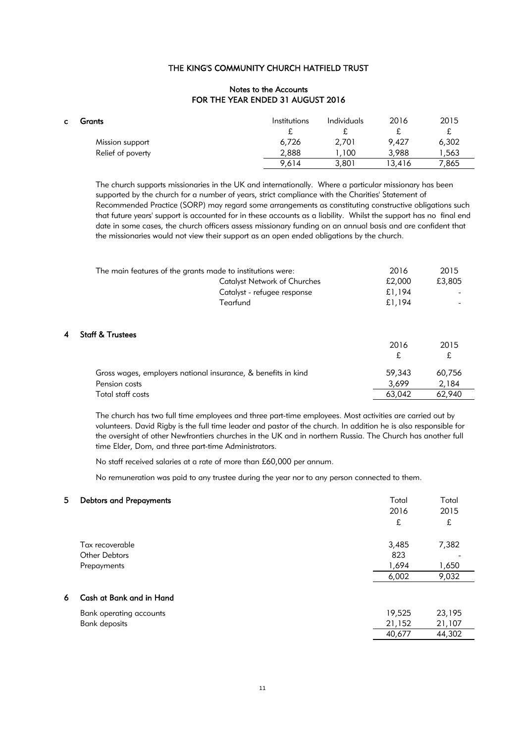THE KING'S COMMUNITY CHURCH HATFIELD TRUST

Notes to the Accounts
FOR THE YEAR ENDED 31 AUGUST 2016

**c Grants**

| | Institutions | Individuals | 2016 | 2015 |
|---|---|---|---|---|
| | £ | £ | £ | £ |
| Mission support | 6,726 | 2,701 | 9,427 | 6,302 |
| Relief of poverty | 2,888 | 1,100 | 3,988 | 1,563 |
| | 9,614 | 3,801 | 13,416 | 7,865 |

The church supports missionaries in the UK and internationally. Where a particular missionary has been supported by the church for a number of years, strict compliance with the Charities' Statement of Recommended Practice (SORP) may regard some arrangements as constituting constructive obligations such that future years' support is accounted for in these accounts as a liability. Whilst the support has no final end date in some cases, the church officers assess missionary funding on an annual basis and are confident that the missionaries would not view their support as an open ended obligations by the church.

| The main features of the grants made to institutions were: | 2016 | 2015 |
|---|---|---|
| Catalyst Network of Churches | £2,000 | £3,805 |
| Catalyst - refugee response | £1,194 | - |
| Tearfund | £1,194 | - |

## 4 Staff & Trustees

| | 2016 | 2015 |
|---|---|---|
| | £ | £ |
| Gross wages, employers national insurance, & benefits in kind | 59,343 | 60,756 |
| Pension costs | 3,699 | 2,184 |
| Total staff costs | 63,042 | 62,940 |

The church has two full time employees and three part-time employees. Most activities are carried out by volunteers. David Rigby is the full time leader and pastor of the church. In addition he is also responsible for the oversight of other Newfrontiers churches in the UK and in northern Russia. The Church has another full time Elder, Dom, and three part-time Administrators.

No staff received salaries at a rate of more than £60,000 per annum.

No remuneration was paid to any trustee during the year nor to any person connected to them.

## 5 Debtors and Prepayments

| | Total 2016 | Total 2015 |
|---|---|---|
| | £ | £ |
| Tax recoverable | 3,485 | 7,382 |
| Other Debtors | 823 | - |
| Prepayments | 1,694 | 1,650 |
| | 6,002 | 9,032 |

## 6 Cash at Bank and in Hand

| | | |
|---|---|---|
| Bank operating accounts | 19,525 | 23,195 |
| Bank deposits | 21,152 | 21,107 |
| | 40,677 | 44,302 |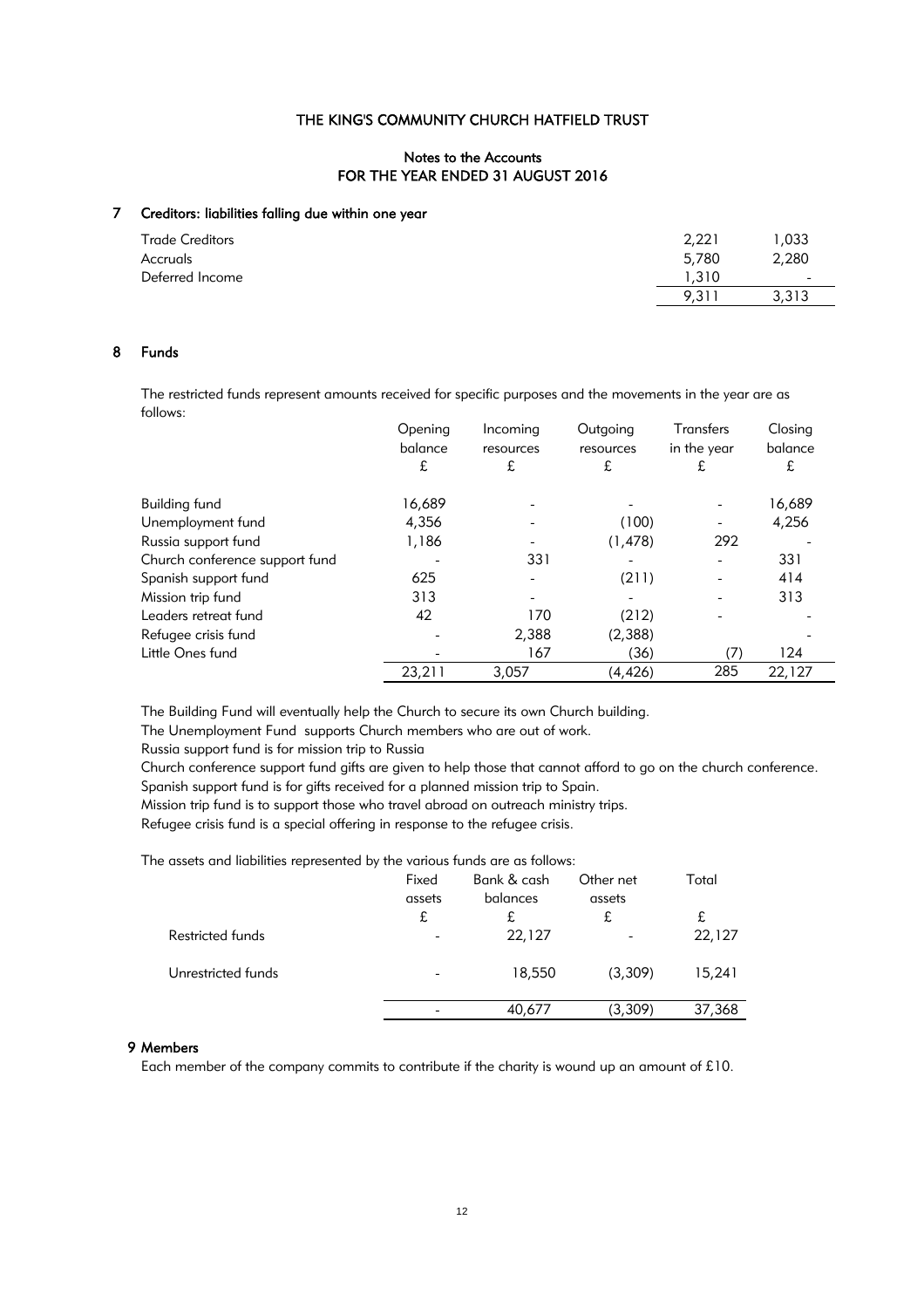THE KING'S COMMUNITY CHURCH HATFIELD TRUST

Notes to the Accounts
FOR THE YEAR ENDED 31 AUGUST 2016

## 7 Creditors: liabilities falling due within one year

| | | |
|---|---|---|
| Trade Creditors | 2,221 | 1,033 |
| Accruals | 5,780 | 2,280 |
| Deferred Income | 1,310 | - |
| | 9,311 | 3,313 |

## 8 Funds

The restricted funds represent amounts received for specific purposes and the movements in the year are as follows:

| | Opening balance £ | Incoming resources £ | Outgoing resources £ | Transfers in the year £ | Closing balance £ |
|---|---|---|---|---|---|
| Building fund | 16,689 | - | - | - | 16,689 |
| Unemployment fund | 4,356 | - | (100) | - | 4,256 |
| Russia support fund | 1,186 | - | (1,478) | 292 | - |
| Church conference support fund | - | 331 | - | - | 331 |
| Spanish support fund | 625 | - | (211) | - | 414 |
| Mission trip fund | 313 | - | - | - | 313 |
| Leaders retreat fund | 42 | 170 | (212) | - | - |
| Refugee crisis fund | - | 2,388 | (2,388) | | - |
| Little Ones fund | - | 167 | (36) | (7) | 124 |
| | 23,211 | 3,057 | (4,426) | 285 | 22,127 |

The Building Fund will eventually help the Church to secure its own Church building.

The Unemployment Fund supports Church members who are out of work.

Russia support fund is for mission trip to Russia

Church conference support fund gifts are given to help those that cannot afford to go on the church conference.

Spanish support fund is for gifts received for a planned mission trip to Spain.

Mission trip fund is to support those who travel abroad on outreach ministry trips.

Refugee crisis fund is a special offering in response to the refugee crisis.

The assets and liabilities represented by the various funds are as follows:

| | Fixed assets £ | Bank & cash balances £ | Other net assets £ | Total £ |
|---|---|---|---|---|
| Restricted funds | - | 22,127 | - | 22,127 |
| Unrestricted funds | - | 18,550 | (3,309) | 15,241 |
| | - | 40,677 | (3,309) | 37,368 |

## 9 Members

Each member of the company commits to contribute if the charity is wound up an amount of £10.